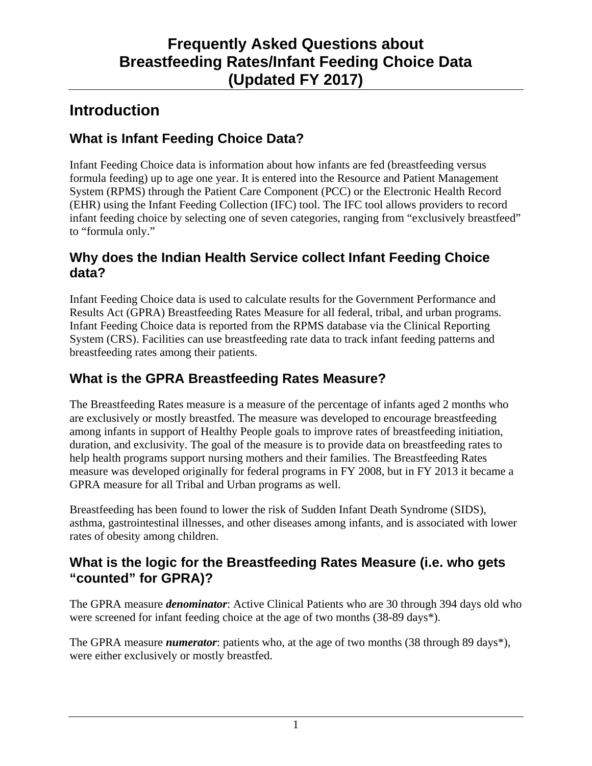# Frequently Asked Questions about Breastfeeding Rates/Infant Feeding Choice Data (Updated FY 2017)

## Introduction

### What is Infant Feeding Choice Data?

Infant Feeding Choice data is information about how infants are fed (breastfeeding versus formula feeding) up to age one year. It is entered into the Resource and Patient Management System (RPMS) through the Patient Care Component (PCC) or the Electronic Health Record (EHR) using the Infant Feeding Collection (IFC) tool. The IFC tool allows providers to record infant feeding choice by selecting one of seven categories, ranging from "exclusively breastfeed" to "formula only."

### Why does the Indian Health Service collect Infant Feeding Choice data?

Infant Feeding Choice data is used to calculate results for the Government Performance and Results Act (GPRA) Breastfeeding Rates Measure for all federal, tribal, and urban programs. Infant Feeding Choice data is reported from the RPMS database via the Clinical Reporting System (CRS). Facilities can use breastfeeding rate data to track infant feeding patterns and breastfeeding rates among their patients.

### What is the GPRA Breastfeeding Rates Measure?

The Breastfeeding Rates measure is a measure of the percentage of infants aged 2 months who are exclusively or mostly breastfed. The measure was developed to encourage breastfeeding among infants in support of Healthy People goals to improve rates of breastfeeding initiation, duration, and exclusivity. The goal of the measure is to provide data on breastfeeding rates to help health programs support nursing mothers and their families. The Breastfeeding Rates measure was developed originally for federal programs in FY 2008, but in FY 2013 it became a GPRA measure for all Tribal and Urban programs as well.

Breastfeeding has been found to lower the risk of Sudden Infant Death Syndrome (SIDS), asthma, gastrointestinal illnesses, and other diseases among infants, and is associated with lower rates of obesity among children.

### What is the logic for the Breastfeeding Rates Measure (i.e. who gets "counted" for GPRA)?

The GPRA measure ***denominator***: Active Clinical Patients who are 30 through 394 days old who were screened for infant feeding choice at the age of two months (38-89 days*).

The GPRA measure ***numerator***: patients who, at the age of two months (38 through 89 days*), were either exclusively or mostly breastfed.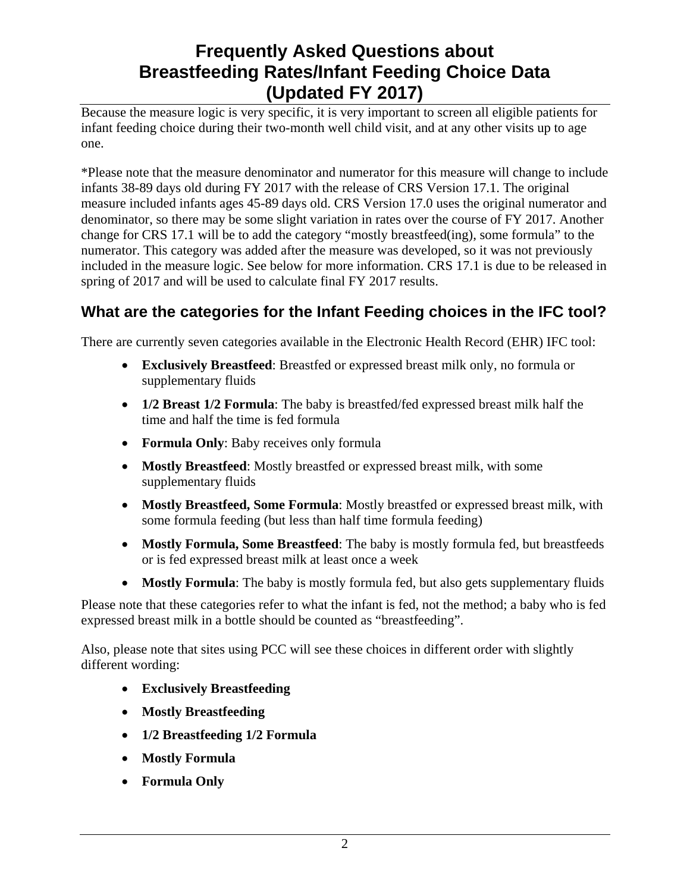Because the measure logic is very specific, it is very important to screen all eligible patients for infant feeding choice during their two-month well child visit, and at any other visits up to age one.

*Please note that the measure denominator and numerator for this measure will change to include infants 38-89 days old during FY 2017 with the release of CRS Version 17.1. The original measure included infants ages 45-89 days old. CRS Version 17.0 uses the original numerator and denominator, so there may be some slight variation in rates over the course of FY 2017. Another change for CRS 17.1 will be to add the category "mostly breastfeed(ing), some formula" to the numerator. This category was added after the measure was developed, so it was not previously included in the measure logic. See below for more information. CRS 17.1 is due to be released in spring of 2017 and will be used to calculate final FY 2017 results.

## What are the categories for the Infant Feeding choices in the IFC tool?

There are currently seven categories available in the Electronic Health Record (EHR) IFC tool:

- **Exclusively Breastfeed**: Breastfed or expressed breast milk only, no formula or supplementary fluids
- **1/2 Breast 1/2 Formula**: The baby is breastfed/fed expressed breast milk half the time and half the time is fed formula
- **Formula Only**: Baby receives only formula
- **Mostly Breastfeed**: Mostly breastfed or expressed breast milk, with some supplementary fluids
- **Mostly Breastfeed, Some Formula**: Mostly breastfed or expressed breast milk, with some formula feeding (but less than half time formula feeding)
- **Mostly Formula, Some Breastfeed**: The baby is mostly formula fed, but breastfeeds or is fed expressed breast milk at least once a week
- **Mostly Formula**: The baby is mostly formula fed, but also gets supplementary fluids

Please note that these categories refer to what the infant is fed, not the method; a baby who is fed expressed breast milk in a bottle should be counted as "breastfeeding".

Also, please note that sites using PCC will see these choices in different order with slightly different wording:

- **Exclusively Breastfeeding**
- **Mostly Breastfeeding**
- **1/2 Breastfeeding 1/2 Formula**
- **Mostly Formula**
- **Formula Only**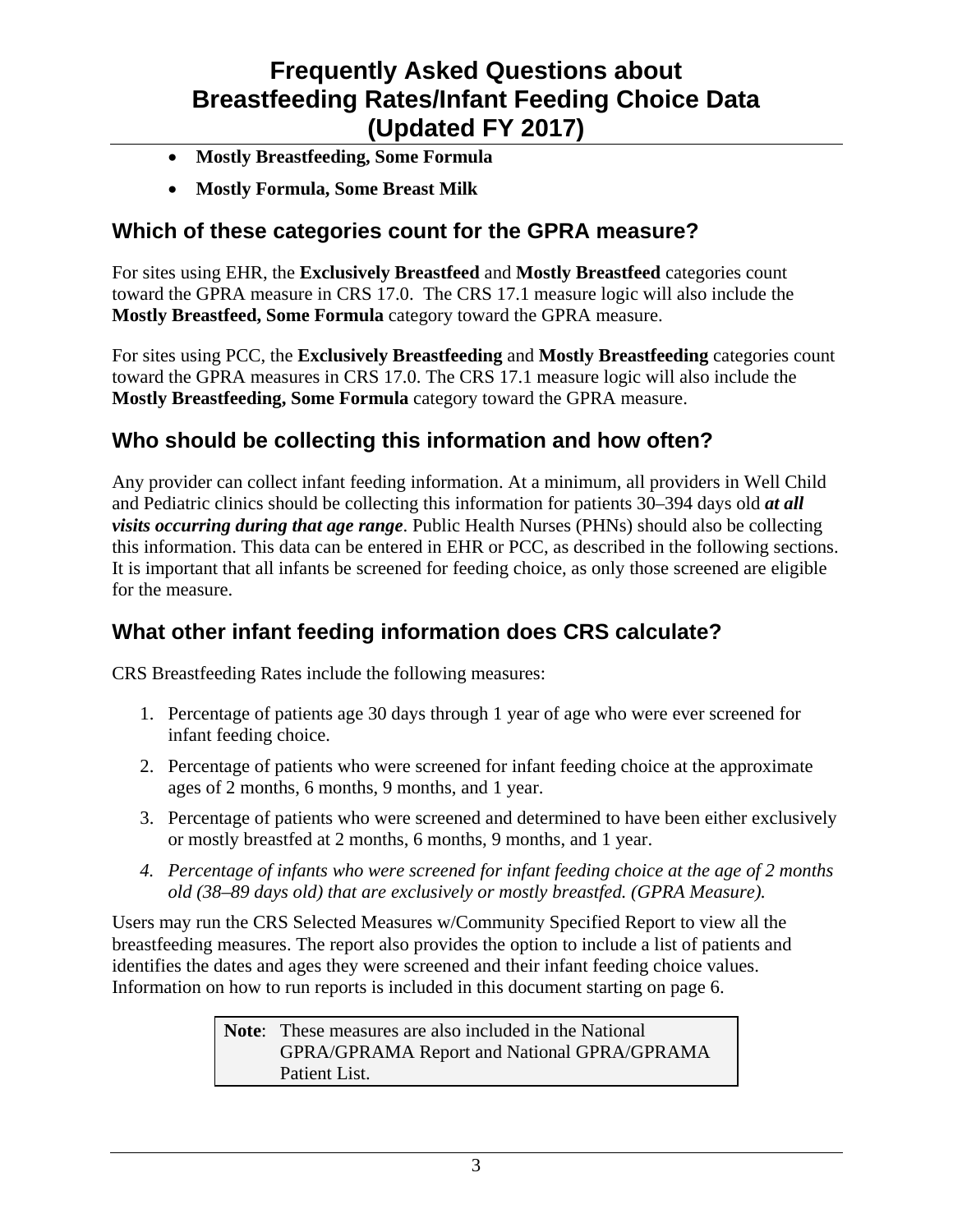- **Mostly Breastfeeding, Some Formula**
- **Mostly Formula, Some Breast Milk**

## Which of these categories count for the GPRA measure?

For sites using EHR, the **Exclusively Breastfeed** and **Mostly Breastfeed** categories count toward the GPRA measure in CRS 17.0. The CRS 17.1 measure logic will also include the **Mostly Breastfeed, Some Formula** category toward the GPRA measure.

For sites using PCC, the **Exclusively Breastfeeding** and **Mostly Breastfeeding** categories count toward the GPRA measures in CRS 17.0. The CRS 17.1 measure logic will also include the **Mostly Breastfeeding, Some Formula** category toward the GPRA measure.

## Who should be collecting this information and how often?

Any provider can collect infant feeding information. At a minimum, all providers in Well Child and Pediatric clinics should be collecting this information for patients 30–394 days old ***at all visits occurring during that age range***. Public Health Nurses (PHNs) should also be collecting this information. This data can be entered in EHR or PCC, as described in the following sections. It is important that all infants be screened for feeding choice, as only those screened are eligible for the measure.

## What other infant feeding information does CRS calculate?

CRS Breastfeeding Rates include the following measures:

1. Percentage of patients age 30 days through 1 year of age who were ever screened for infant feeding choice.
2. Percentage of patients who were screened for infant feeding choice at the approximate ages of 2 months, 6 months, 9 months, and 1 year.
3. Percentage of patients who were screened and determined to have been either exclusively or mostly breastfed at 2 months, 6 months, 9 months, and 1 year.
4. *Percentage of infants who were screened for infant feeding choice at the age of 2 months old (38–89 days old) that are exclusively or mostly breastfed. (GPRA Measure).*

Users may run the CRS Selected Measures w/Community Specified Report to view all the breastfeeding measures. The report also provides the option to include a list of patients and identifies the dates and ages they were screened and their infant feeding choice values. Information on how to run reports is included in this document starting on page 6.

> **Note**: These measures are also included in the National GPRA/GPRAMA Report and National GPRA/GPRAMA Patient List.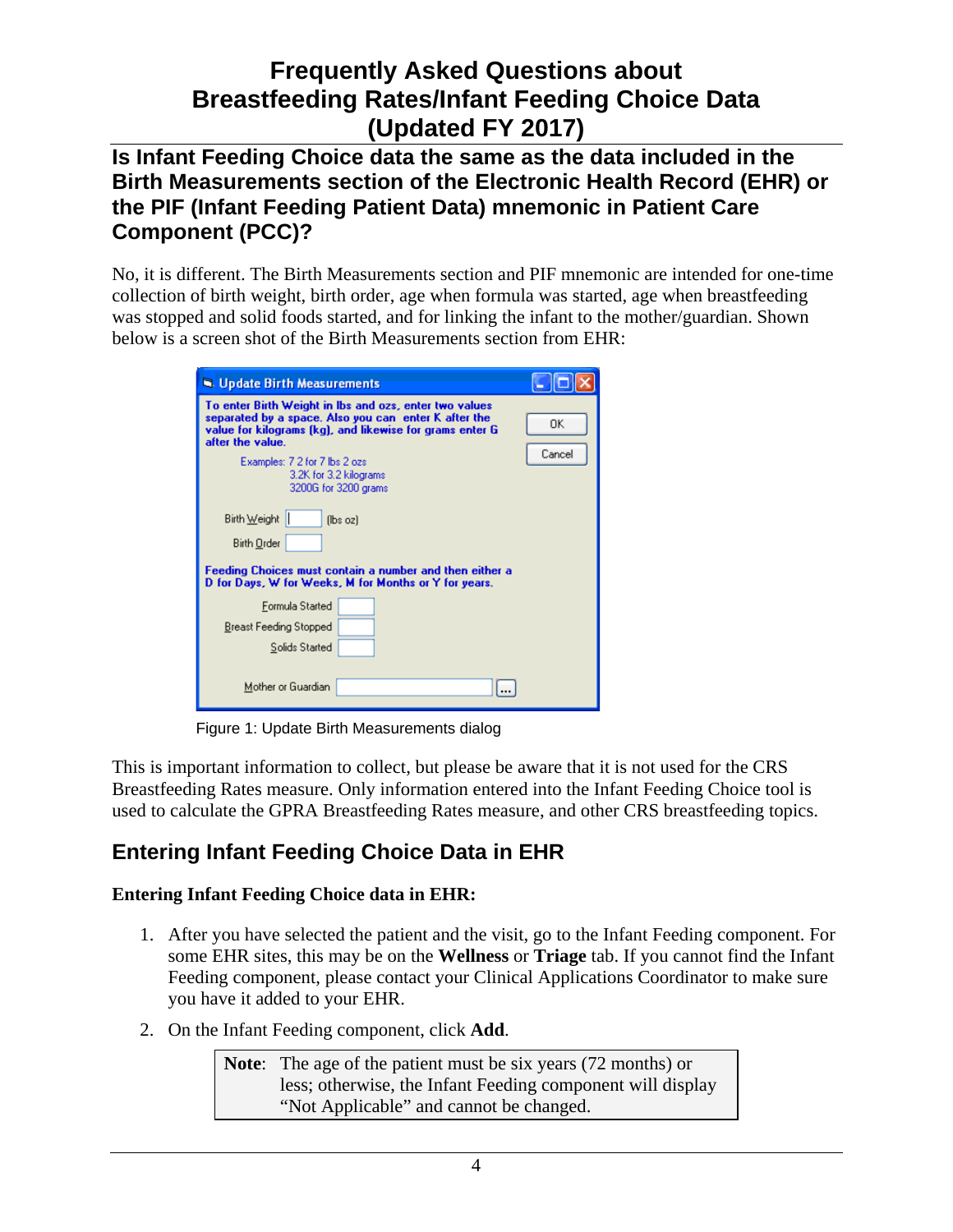# Frequently Asked Questions about Breastfeeding Rates/Infant Feeding Choice Data (Updated FY 2017)

## Is Infant Feeding Choice data the same as the data included in the Birth Measurements section of the Electronic Health Record (EHR) or the PIF (Infant Feeding Patient Data) mnemonic in Patient Care Component (PCC)?

No, it is different. The Birth Measurements section and PIF mnemonic are intended for one-time collection of birth weight, birth order, age when formula was started, age when breastfeeding was stopped and solid foods started, and for linking the infant to the mother/guardian. Shown below is a screen shot of the Birth Measurements section from EHR:

Figure 1: Update Birth Measurements dialog

This is important information to collect, but please be aware that it is not used for the CRS Breastfeeding Rates measure. Only information entered into the Infant Feeding Choice tool is used to calculate the GPRA Breastfeeding Rates measure, and other CRS breastfeeding topics.

## Entering Infant Feeding Choice Data in EHR

**Entering Infant Feeding Choice data in EHR:**

1. After you have selected the patient and the visit, go to the Infant Feeding component. For some EHR sites, this may be on the **Wellness** or **Triage** tab. If you cannot find the Infant Feeding component, please contact your Clinical Applications Coordinator to make sure you have it added to your EHR.
2. On the Infant Feeding component, click **Add**.

> **Note**: The age of the patient must be six years (72 months) or less; otherwise, the Infant Feeding component will display "Not Applicable" and cannot be changed.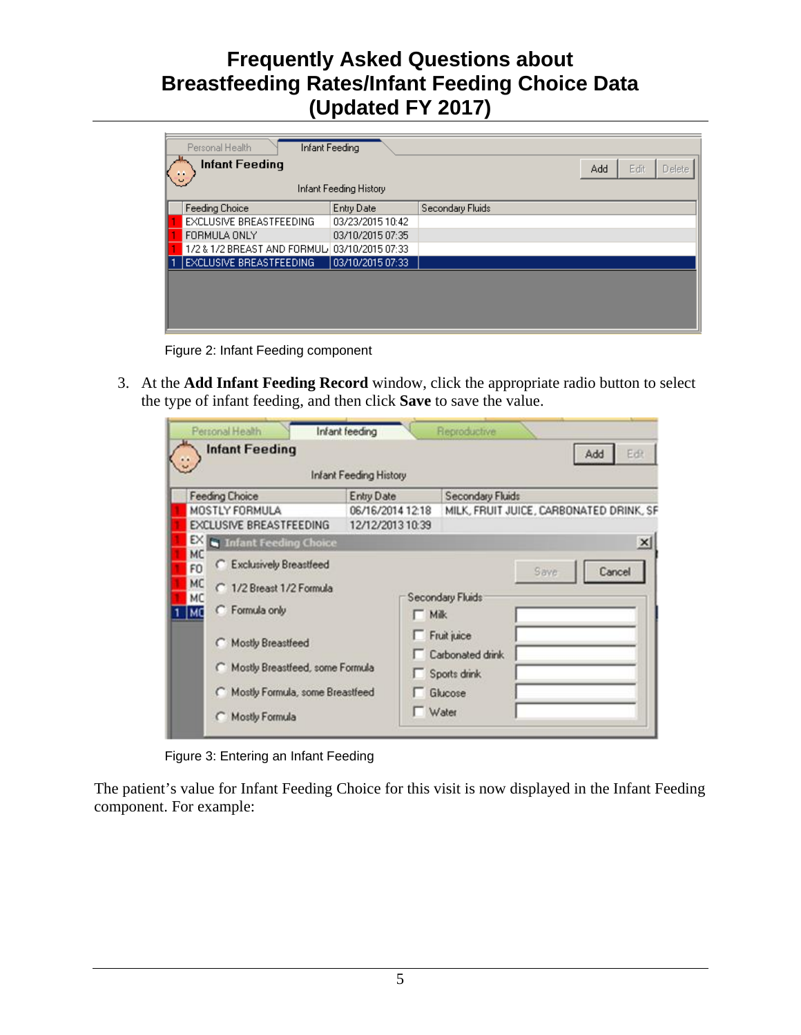Figure 2: Infant Feeding component

3. At the **Add Infant Feeding Record** window, click the appropriate radio button to select the type of infant feeding, and then click **Save** to save the value.

Figure 3: Entering an Infant Feeding

The patient's value for Infant Feeding Choice for this visit is now displayed in the Infant Feeding component. For example: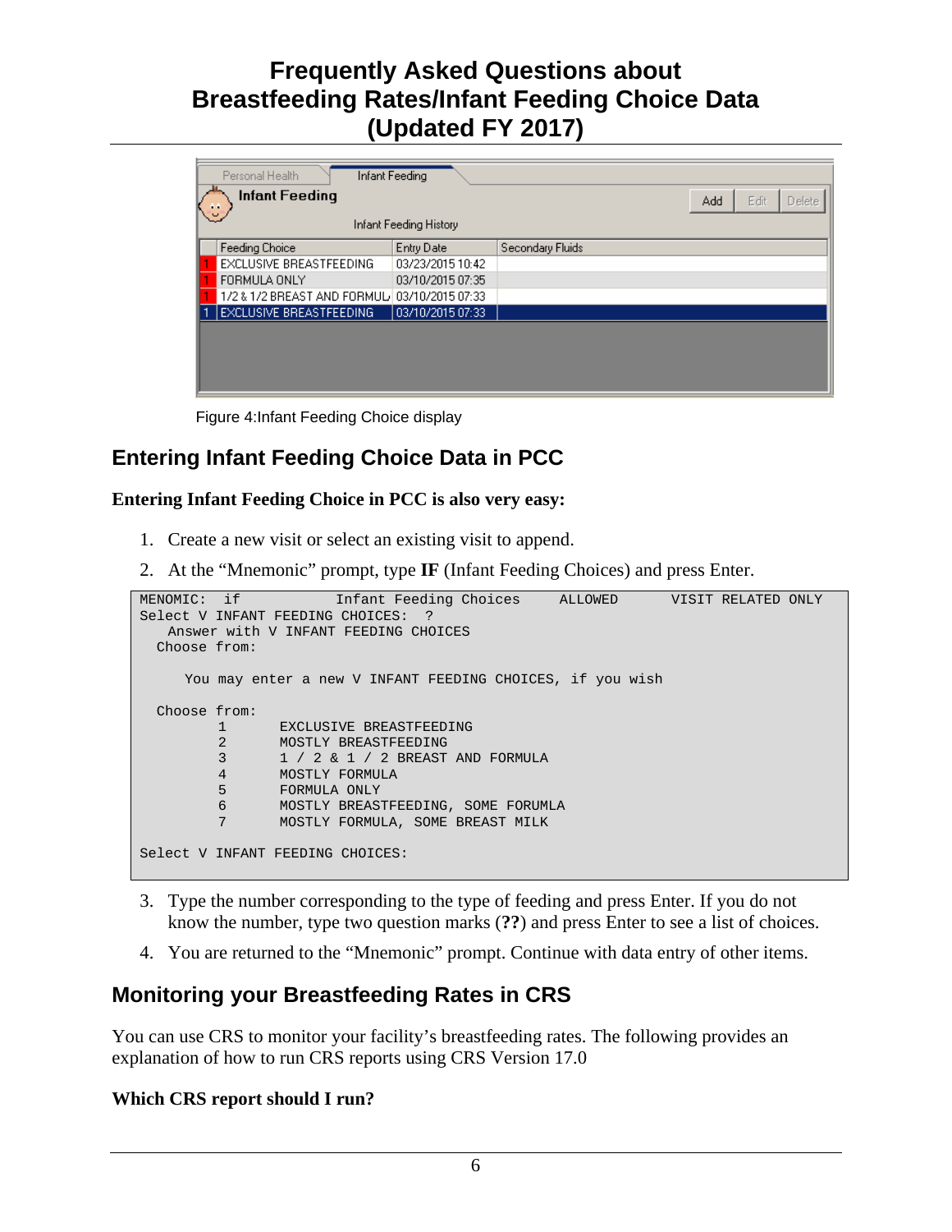Figure 4:Infant Feeding Choice display

## Entering Infant Feeding Choice Data in PCC

**Entering Infant Feeding Choice in PCC is also very easy:**

1. Create a new visit or select an existing visit to append.
2. At the "Mnemonic" prompt, type **IF** (Infant Feeding Choices) and press Enter.

```
MENOMIC:  if           Infant Feeding Choices     ALLOWED      VISIT RELATED ONLY
Select V INFANT FEEDING CHOICES:  ?
   Answer with V INFANT FEEDING CHOICES
  Choose from:

     You may enter a new V INFANT FEEDING CHOICES, if you wish

  Choose from:
         1       EXCLUSIVE BREASTFEEDING
         2       MOSTLY BREASTFEEDING
         3       1 / 2 & 1 / 2 BREAST AND FORMULA
         4       MOSTLY FORMULA
         5       FORMULA ONLY
         6       MOSTLY BREASTFEEDING, SOME FORUMLA
         7       MOSTLY FORMULA, SOME BREAST MILK

Select V INFANT FEEDING CHOICES:
```

3. Type the number corresponding to the type of feeding and press Enter. If you do not know the number, type two question marks (**??**) and press Enter to see a list of choices.
4. You are returned to the "Mnemonic" prompt. Continue with data entry of other items.

## Monitoring your Breastfeeding Rates in CRS

You can use CRS to monitor your facility's breastfeeding rates. The following provides an explanation of how to run CRS reports using CRS Version 17.0

**Which CRS report should I run?**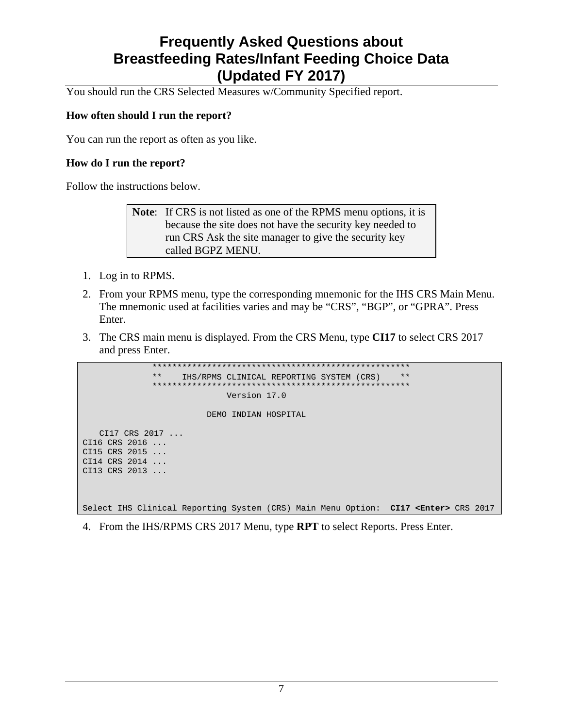You should run the CRS Selected Measures w/Community Specified report.

**How often should I run the report?**

You can run the report as often as you like.

**How do I run the report?**

Follow the instructions below.

> **Note**: If CRS is not listed as one of the RPMS menu options, it is because the site does not have the security key needed to run CRS Ask the site manager to give the security key called BGPZ MENU.

1. Log in to RPMS.
2. From your RPMS menu, type the corresponding mnemonic for the IHS CRS Main Menu. The mnemonic used at facilities varies and may be "CRS", "BGP", or "GPRA". Press Enter.
3. The CRS main menu is displayed. From the CRS Menu, type **CI17** to select CRS 2017 and press Enter.

```
              ****************************************************
              **    IHS/RPMS CLINICAL REPORTING SYSTEM (CRS)    **
              ****************************************************
                             Version 17.0

                         DEMO INDIAN HOSPITAL

   CI17 CRS 2017 ...
CI16 CRS 2016 ...
CI15 CRS 2015 ...
CI14 CRS 2014 ...
CI13 CRS 2013 ...



Select IHS Clinical Reporting System (CRS) Main Menu Option:  CI17 <Enter> CRS 2017
```

4. From the IHS/RPMS CRS 2017 Menu, type **RPT** to select Reports. Press Enter.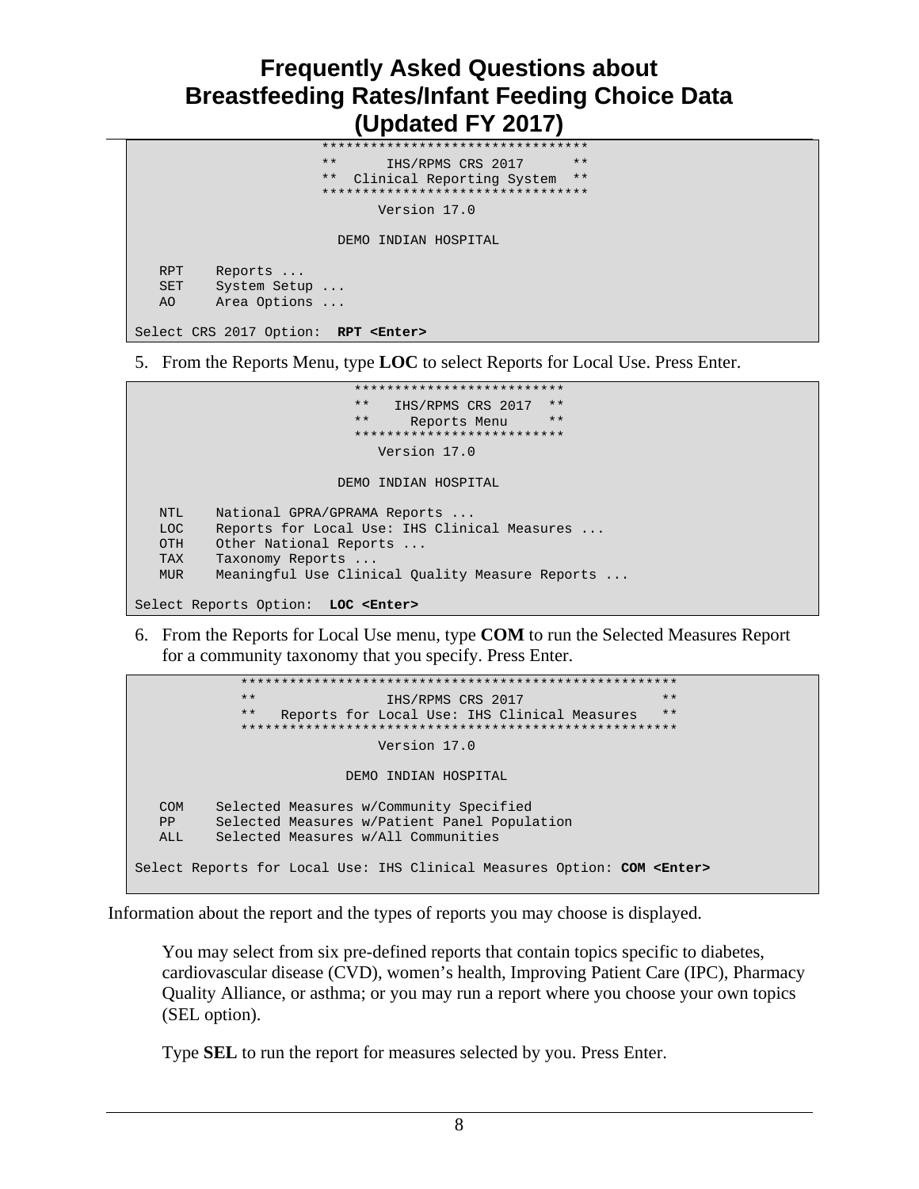```
                        *********************************
                        **      IHS/RPMS CRS 2017      **
                        **  Clinical Reporting System  **
                        *********************************
                               Version 17.0

                          DEMO INDIAN HOSPITAL

   RPT    Reports ...
   SET    System Setup ...
   AO     Area Options ...

Select CRS 2017 Option:  RPT <Enter>
```

5. From the Reports Menu, type **LOC** to select Reports for Local Use. Press Enter.

```
                            **************************
                            **   IHS/RPMS CRS 2017  **
                            **     Reports Menu     **
                            **************************
                               Version 17.0

                          DEMO INDIAN HOSPITAL

   NTL    National GPRA/GPRAMA Reports ...
   LOC    Reports for Local Use: IHS Clinical Measures ...
   OTH    Other National Reports ...
   TAX    Taxonomy Reports ...
   MUR    Meaningful Use Clinical Quality Measure Reports ...

Select Reports Option:  LOC <Enter>
```

6. From the Reports for Local Use menu, type **COM** to run the Selected Measures Report for a community taxonomy that you specify. Press Enter.

```
             *******************************************************
             **                 IHS/RPMS CRS 2017                 **
             **   Reports for Local Use: IHS Clinical Measures   **
             *******************************************************
                               Version 17.0

                           DEMO INDIAN HOSPITAL

   COM    Selected Measures w/Community Specified
   PP     Selected Measures w/Patient Panel Population
   ALL    Selected Measures w/All Communities

Select Reports for Local Use: IHS Clinical Measures Option: COM <Enter>
```

Information about the report and the types of reports you may choose is displayed.

You may select from six pre-defined reports that contain topics specific to diabetes, cardiovascular disease (CVD), women's health, Improving Patient Care (IPC), Pharmacy Quality Alliance, or asthma; or you may run a report where you choose your own topics (SEL option).

Type **SEL** to run the report for measures selected by you. Press Enter.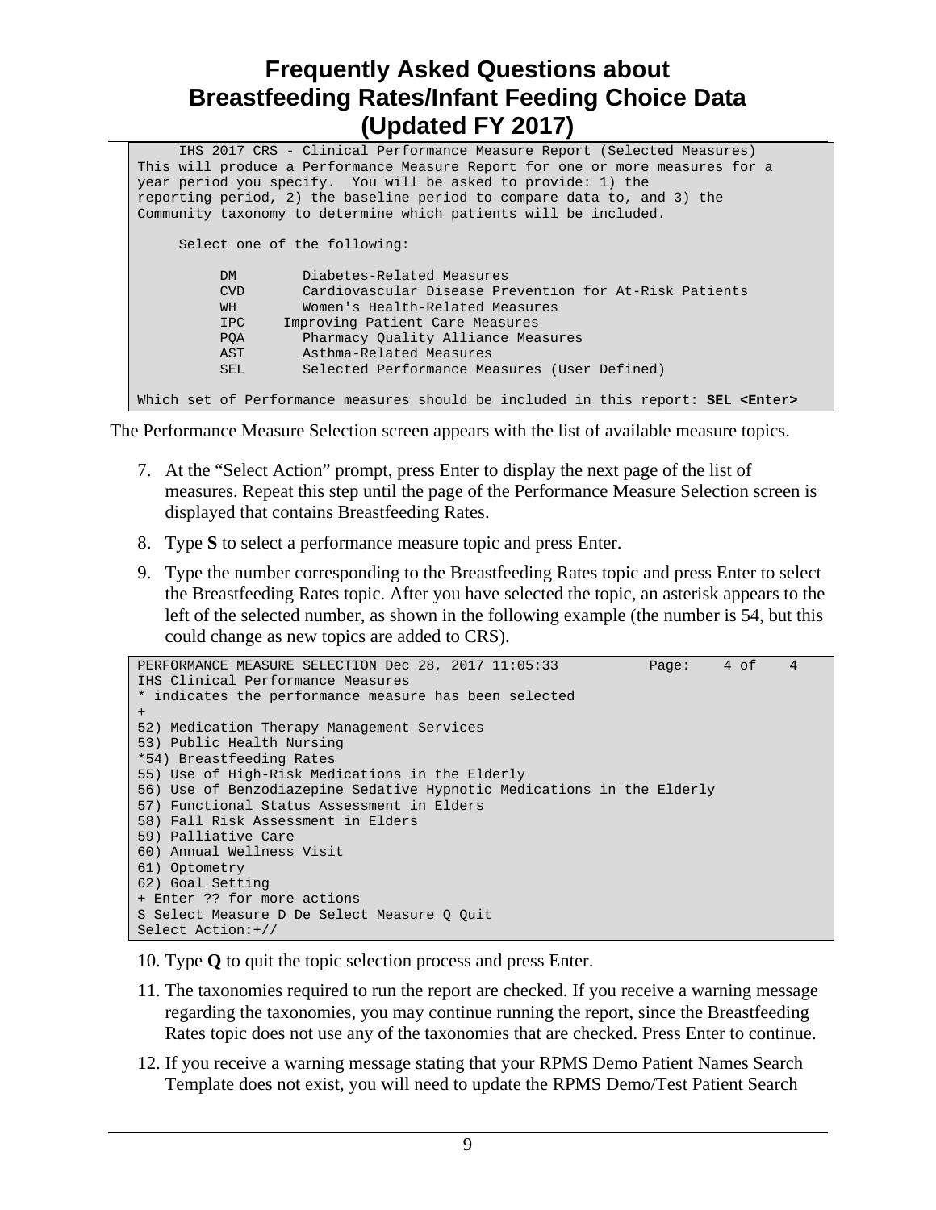```
     IHS 2017 CRS - Clinical Performance Measure Report (Selected Measures)
This will produce a Performance Measure Report for one or more measures for a
year period you specify.  You will be asked to provide: 1) the
reporting period, 2) the baseline period to compare data to, and 3) the
Community taxonomy to determine which patients will be included.

     Select one of the following:

          DM        Diabetes-Related Measures
          CVD       Cardiovascular Disease Prevention for At-Risk Patients
          WH        Women's Health-Related Measures
          IPC     Improving Patient Care Measures
          PQA       Pharmacy Quality Alliance Measures
          AST       Asthma-Related Measures
          SEL       Selected Performance Measures (User Defined)

Which set of Performance measures should be included in this report: SEL <Enter>
```

The Performance Measure Selection screen appears with the list of available measure topics.

7. At the "Select Action" prompt, press Enter to display the next page of the list of measures. Repeat this step until the page of the Performance Measure Selection screen is displayed that contains Breastfeeding Rates.
8. Type **S** to select a performance measure topic and press Enter.
9. Type the number corresponding to the Breastfeeding Rates topic and press Enter to select the Breastfeeding Rates topic. After you have selected the topic, an asterisk appears to the left of the selected number, as shown in the following example (the number is 54, but this could change as new topics are added to CRS).

```
PERFORMANCE MEASURE SELECTION Dec 28, 2017 11:05:33          Page:    4 of    4
IHS Clinical Performance Measures
* indicates the performance measure has been selected
+
52) Medication Therapy Management Services
53) Public Health Nursing
*54) Breastfeeding Rates
55) Use of High-Risk Medications in the Elderly
56) Use of Benzodiazepine Sedative Hypnotic Medications in the Elderly
57) Functional Status Assessment in Elders
58) Fall Risk Assessment in Elders
59) Palliative Care
60) Annual Wellness Visit
61) Optometry
62) Goal Setting
+ Enter ?? for more actions
S Select Measure D De Select Measure Q Quit
Select Action:+//
```

10. Type **Q** to quit the topic selection process and press Enter.
11. The taxonomies required to run the report are checked. If you receive a warning message regarding the taxonomies, you may continue running the report, since the Breastfeeding Rates topic does not use any of the taxonomies that are checked. Press Enter to continue.
12. If you receive a warning message stating that your RPMS Demo Patient Names Search Template does not exist, you will need to update the RPMS Demo/Test Patient Search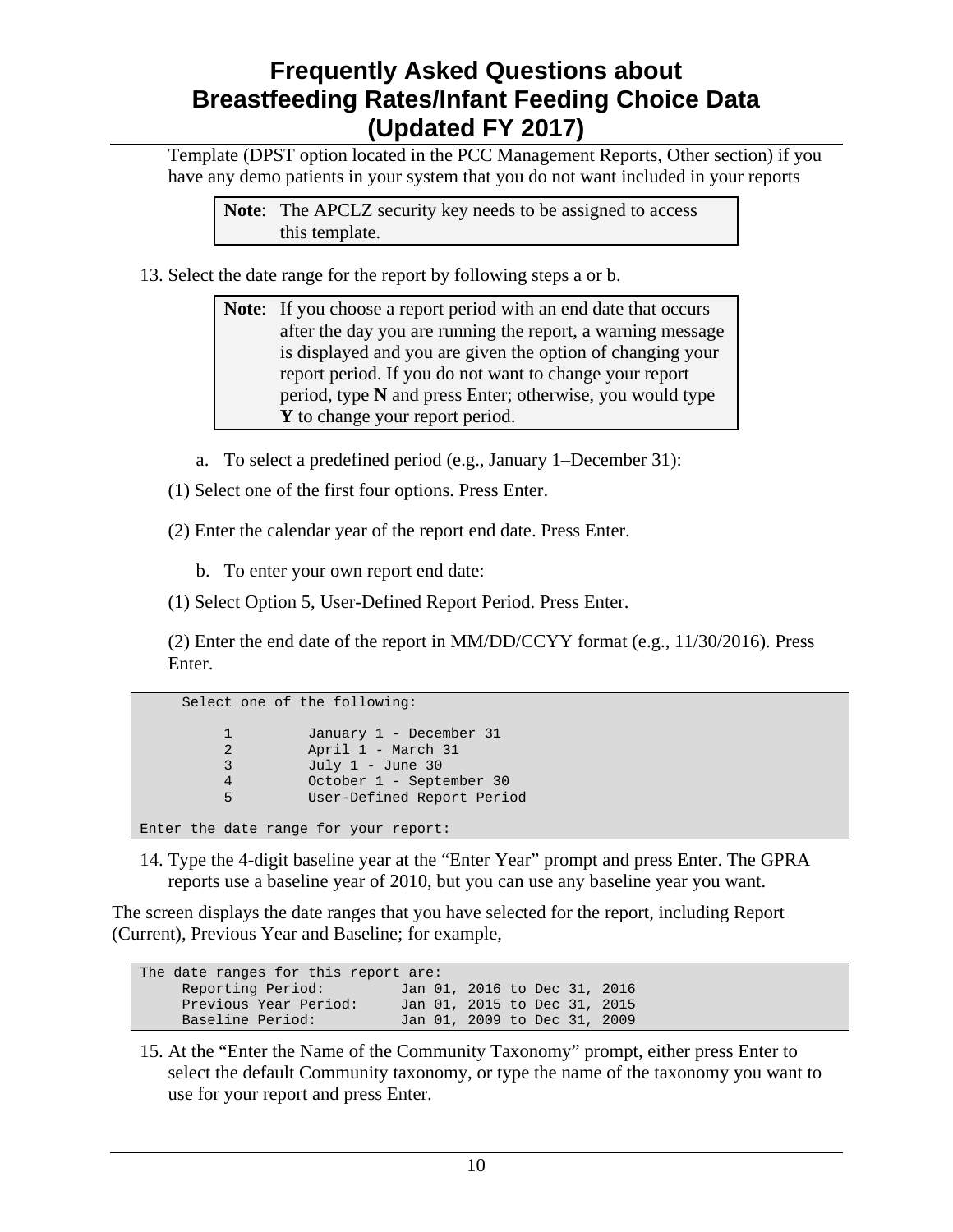Template (DPST option located in the PCC Management Reports, Other section) if you have any demo patients in your system that you do not want included in your reports

> **Note**: The APCLZ security key needs to be assigned to access this template.

13. Select the date range for the report by following steps a or b.

> **Note**: If you choose a report period with an end date that occurs after the day you are running the report, a warning message is displayed and you are given the option of changing your report period. If you do not want to change your report period, type **N** and press Enter; otherwise, you would type **Y** to change your report period.

a. To select a predefined period (e.g., January 1–December 31):

(1) Select one of the first four options. Press Enter.

(2) Enter the calendar year of the report end date. Press Enter.

b. To enter your own report end date:

(1) Select Option 5, User-Defined Report Period. Press Enter.

(2) Enter the end date of the report in MM/DD/CCYY format (e.g., 11/30/2016). Press Enter.

```
     Select one of the following:

          1         January 1 - December 31
          2         April 1 - March 31
          3         July 1 - June 30
          4         October 1 - September 30
          5         User-Defined Report Period

Enter the date range for your report:
```

14. Type the 4-digit baseline year at the “Enter Year” prompt and press Enter. The GPRA reports use a baseline year of 2010, but you can use any baseline year you want.

The screen displays the date ranges that you have selected for the report, including Report (Current), Previous Year and Baseline; for example,

```
The date ranges for this report are:
     Reporting Period:         Jan 01, 2016 to Dec 31, 2016
     Previous Year Period:     Jan 01, 2015 to Dec 31, 2015
     Baseline Period:          Jan 01, 2009 to Dec 31, 2009
```

15. At the “Enter the Name of the Community Taxonomy” prompt, either press Enter to select the default Community taxonomy, or type the name of the taxonomy you want to use for your report and press Enter.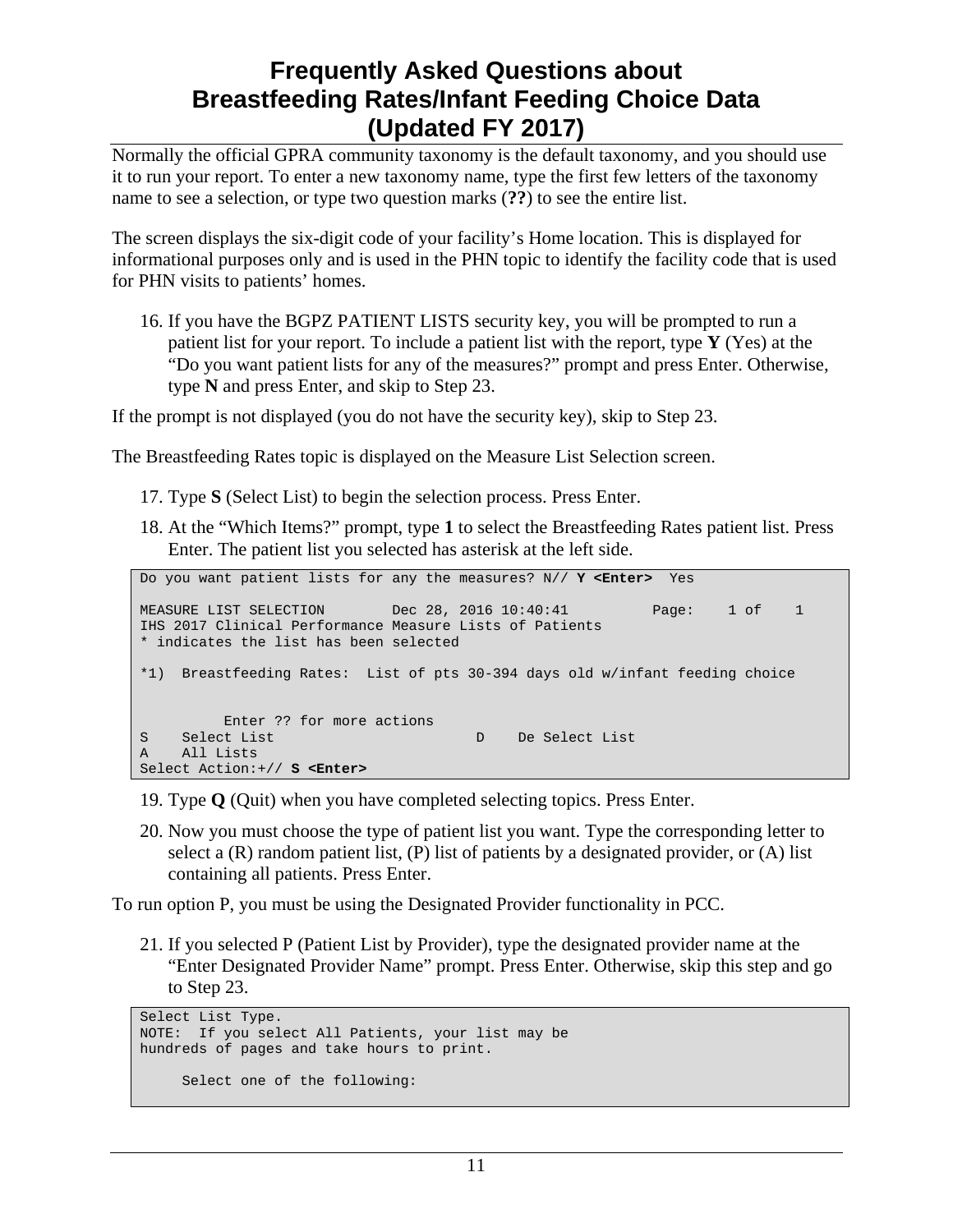Normally the official GPRA community taxonomy is the default taxonomy, and you should use it to run your report. To enter a new taxonomy name, type the first few letters of the taxonomy name to see a selection, or type two question marks (**??**) to see the entire list.

The screen displays the six-digit code of your facility's Home location. This is displayed for informational purposes only and is used in the PHN topic to identify the facility code that is used for PHN visits to patients' homes.

16. If you have the BGPZ PATIENT LISTS security key, you will be prompted to run a patient list for your report. To include a patient list with the report, type **Y** (Yes) at the "Do you want patient lists for any of the measures?" prompt and press Enter. Otherwise, type **N** and press Enter, and skip to Step 23.

If the prompt is not displayed (you do not have the security key), skip to Step 23.

The Breastfeeding Rates topic is displayed on the Measure List Selection screen.

17. Type **S** (Select List) to begin the selection process. Press Enter.
18. At the "Which Items?" prompt, type **1** to select the Breastfeeding Rates patient list. Press Enter. The patient list you selected has asterisk at the left side.

```
Do you want patient lists for any the measures? N// Y <Enter>  Yes

MEASURE LIST SELECTION        Dec 28, 2016 10:40:41         Page:    1 of    1
IHS 2017 Clinical Performance Measure Lists of Patients
* indicates the list has been selected

*1)  Breastfeeding Rates:  List of pts 30-394 days old w/infant feeding choice


          Enter ?? for more actions
S    Select List                       D    De Select List
A    All Lists
Select Action:+// S <Enter>
```

19. Type **Q** (Quit) when you have completed selecting topics. Press Enter.
20. Now you must choose the type of patient list you want. Type the corresponding letter to select a (R) random patient list, (P) list of patients by a designated provider, or (A) list containing all patients. Press Enter.

To run option P, you must be using the Designated Provider functionality in PCC.

21. If you selected P (Patient List by Provider), type the designated provider name at the "Enter Designated Provider Name" prompt. Press Enter. Otherwise, skip this step and go to Step 23.

```
Select List Type.
NOTE:  If you select All Patients, your list may be
hundreds of pages and take hours to print.

     Select one of the following:
```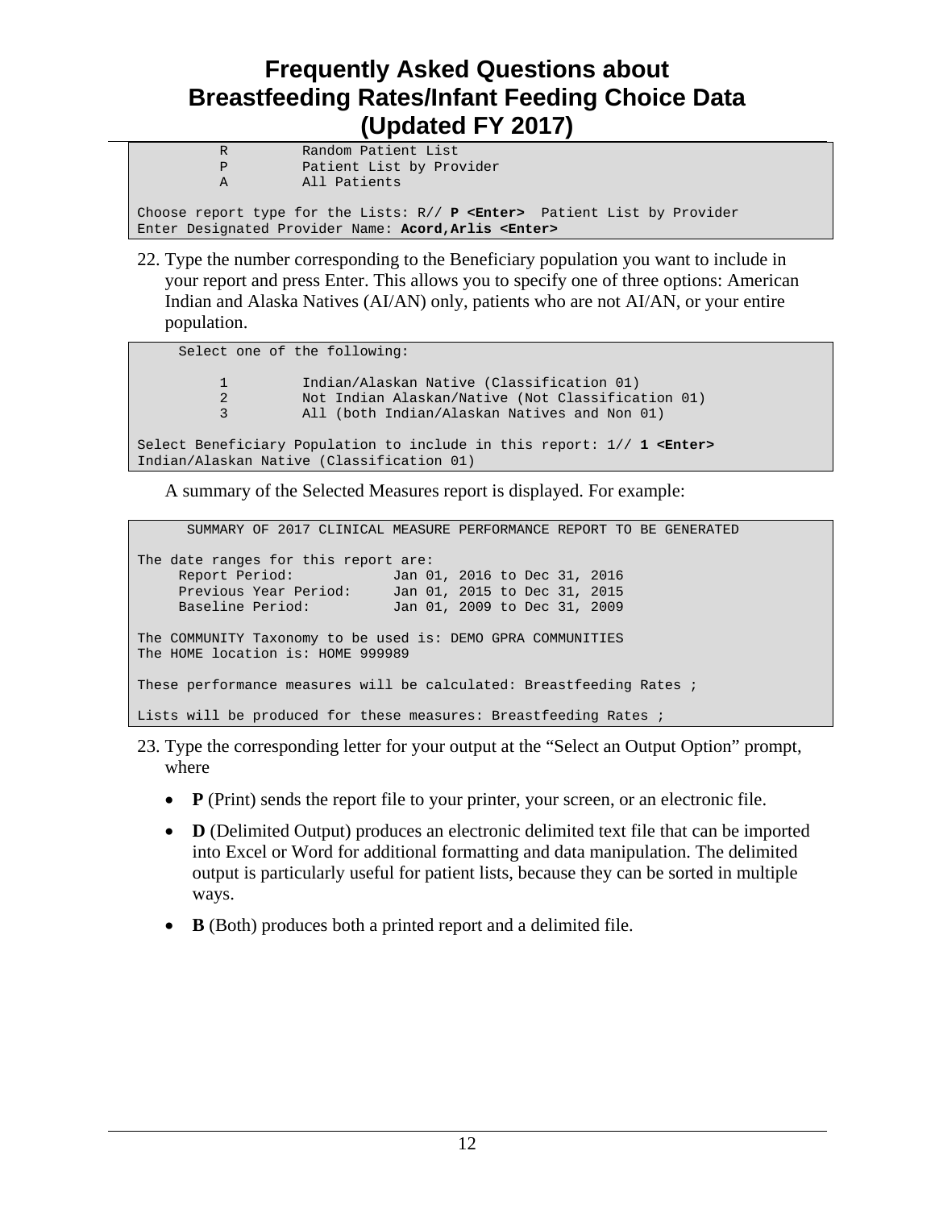```
          R         Random Patient List
          P         Patient List by Provider
          A         All Patients

Choose report type for the Lists: R// P <Enter>  Patient List by Provider
Enter Designated Provider Name: Acord,Arlis <Enter>
```

22. Type the number corresponding to the Beneficiary population you want to include in your report and press Enter. This allows you to specify one of three options: American Indian and Alaska Natives (AI/AN) only, patients who are not AI/AN, or your entire population.

```
     Select one of the following:

          1         Indian/Alaskan Native (Classification 01)
          2         Not Indian Alaskan/Native (Not Classification 01)
          3         All (both Indian/Alaskan Natives and Non 01)

Select Beneficiary Population to include in this report: 1// 1 <Enter>
Indian/Alaskan Native (Classification 01)
```

A summary of the Selected Measures report is displayed. For example:

```
      SUMMARY OF 2017 CLINICAL MEASURE PERFORMANCE REPORT TO BE GENERATED

The date ranges for this report are:
     Report Period:            Jan 01, 2016 to Dec 31, 2016
     Previous Year Period:     Jan 01, 2015 to Dec 31, 2015
     Baseline Period:          Jan 01, 2009 to Dec 31, 2009

The COMMUNITY Taxonomy to be used is: DEMO GPRA COMMUNITIES
The HOME location is: HOME 999989

These performance measures will be calculated: Breastfeeding Rates ;

Lists will be produced for these measures: Breastfeeding Rates ;
```

23. Type the corresponding letter for your output at the "Select an Output Option" prompt, where

    - **P** (Print) sends the report file to your printer, your screen, or an electronic file.
    - **D** (Delimited Output) produces an electronic delimited text file that can be imported into Excel or Word for additional formatting and data manipulation. The delimited output is particularly useful for patient lists, because they can be sorted in multiple ways.
    - **B** (Both) produces both a printed report and a delimited file.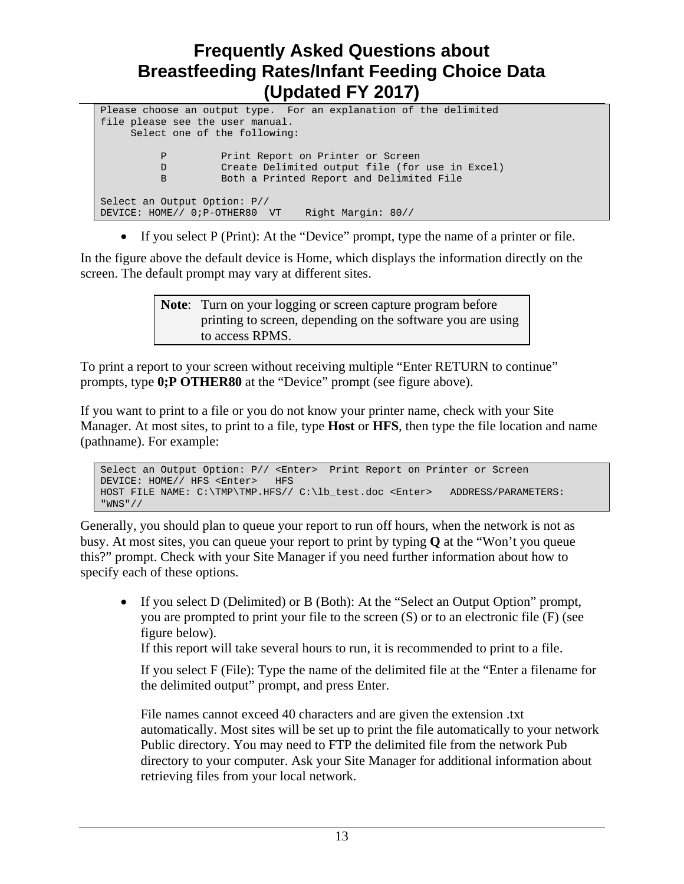```
Please choose an output type.  For an explanation of the delimited
file please see the user manual.
     Select one of the following:

          P         Print Report on Printer or Screen
          D         Create Delimited output file (for use in Excel)
          B         Both a Printed Report and Delimited File

Select an Output Option: P//
DEVICE: HOME// 0;P-OTHER80  VT    Right Margin: 80//
```

- If you select P (Print): At the “Device” prompt, type the name of a printer or file.

In the figure above the default device is Home, which displays the information directly on the screen. The default prompt may vary at different sites.

> **Note**: Turn on your logging or screen capture program before printing to screen, depending on the software you are using to access RPMS.

To print a report to your screen without receiving multiple “Enter RETURN to continue” prompts, type **0;P OTHER80** at the “Device” prompt (see figure above).

If you want to print to a file or you do not know your printer name, check with your Site Manager. At most sites, to print to a file, type **Host** or **HFS**, then type the file location and name (pathname). For example:

```
Select an Output Option: P// <Enter>  Print Report on Printer or Screen
DEVICE: HOME// HFS <Enter>   HFS
HOST FILE NAME: C:\TMP\TMP.HFS// C:\lb_test.doc <Enter>   ADDRESS/PARAMETERS:
"WNS"//
```

Generally, you should plan to queue your report to run off hours, when the network is not as busy. At most sites, you can queue your report to print by typing **Q** at the “Won’t you queue this?” prompt. Check with your Site Manager if you need further information about how to specify each of these options.

- If you select D (Delimited) or B (Both): At the “Select an Output Option” prompt, you are prompted to print your file to the screen (S) or to an electronic file (F) (see figure below).
  If this report will take several hours to run, it is recommended to print to a file.

  If you select F (File): Type the name of the delimited file at the “Enter a filename for the delimited output” prompt, and press Enter.

  File names cannot exceed 40 characters and are given the extension .txt automatically. Most sites will be set up to print the file automatically to your network Public directory. You may need to FTP the delimited file from the network Pub directory to your computer. Ask your Site Manager for additional information about retrieving files from your local network.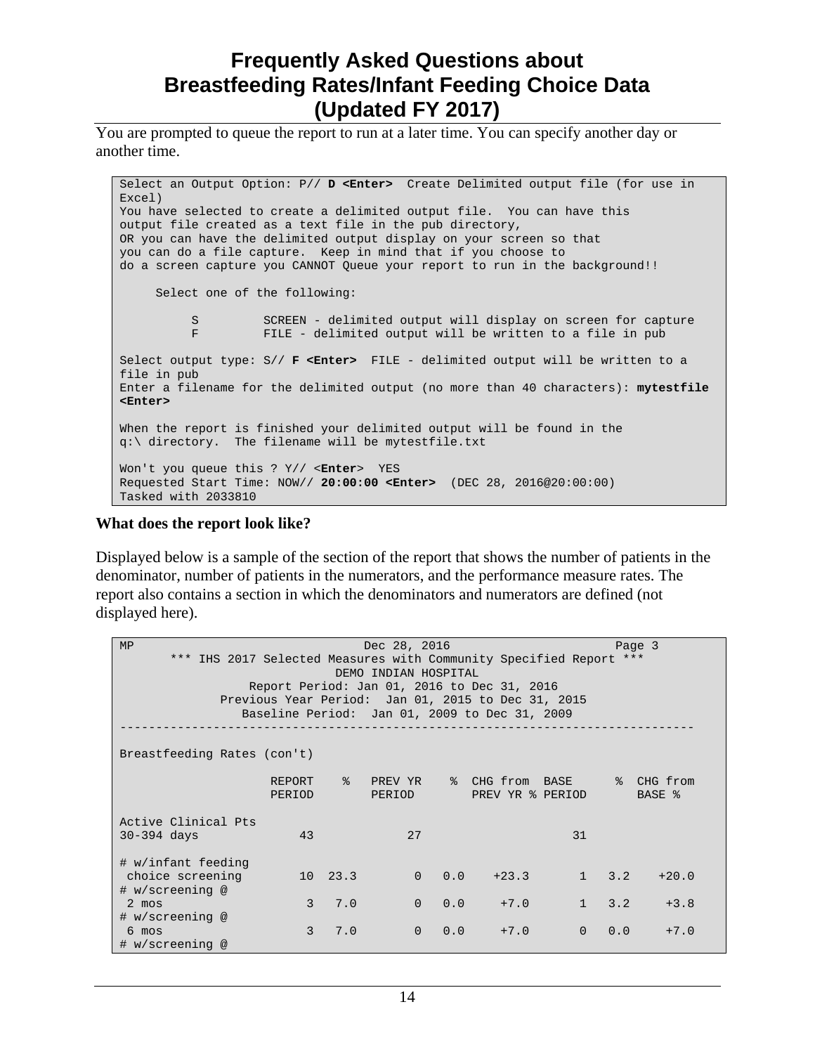You are prompted to queue the report to run at a later time. You can specify another day or another time.

```
Select an Output Option: P// D <Enter>  Create Delimited output file (for use in
Excel)
You have selected to create a delimited output file.  You can have this
output file created as a text file in the pub directory,
OR you can have the delimited output display on your screen so that
you can do a file capture.  Keep in mind that if you choose to
do a screen capture you CANNOT Queue your report to run in the background!!

     Select one of the following:

          S         SCREEN - delimited output will display on screen for capture
          F         FILE - delimited output will be written to a file in pub

Select output type: S// F <Enter>  FILE - delimited output will be written to a
file in pub
Enter a filename for the delimited output (no more than 40 characters): mytestfile
<Enter>

When the report is finished your delimited output will be found in the
q:\ directory.  The filename will be mytestfile.txt

Won't you queue this ? Y// <Enter>  YES
Requested Start Time: NOW// 20:00:00 <Enter>  (DEC 28, 2016@20:00:00)
Tasked with 2033810
```

**What does the report look like?**

Displayed below is a sample of the section of the report that shows the number of patients in the denominator, number of patients in the numerators, and the performance measure rates. The report also contains a section in which the denominators and numerators are defined (not displayed here).

```
MP                                Dec 28, 2016                       Page 3
       *** IHS 2017 Selected Measures with Community Specified Report ***
                               DEMO INDIAN HOSPITAL
                  Report Period: Jan 01, 2016 to Dec 31, 2016
              Previous Year Period:  Jan 01, 2015 to Dec 31, 2015
                 Baseline Period:  Jan 01, 2009 to Dec 31, 2009
-------------------------------------------------------------------------------

Breastfeeding Rates (con't)

                     REPORT    %   PREV YR    %  CHG from  BASE      %  CHG from
                     PERIOD        PERIOD        PREV YR % PERIOD       BASE %

Active Clinical Pts
30-394 days             43            27                    31

# w/infant feeding
 choice screening       10  23.3       0   0.0    +23.3       1   3.2    +20.0
# w/screening @
 2 mos                   3   7.0       0   0.0     +7.0       1   3.2     +3.8
# w/screening @
 6 mos                   3   7.0       0   0.0     +7.0       0   0.0     +7.0
# w/screening @
```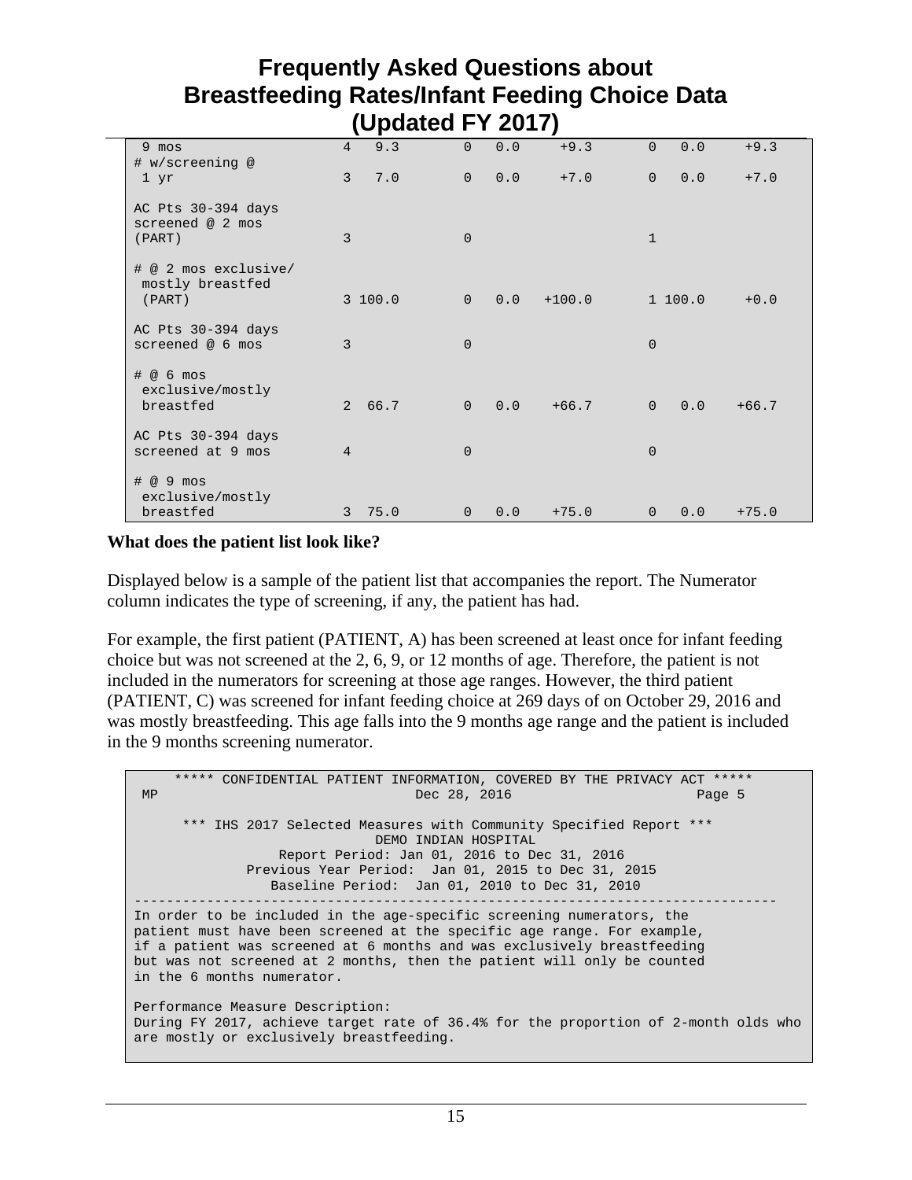# Frequently Asked Questions about Breastfeeding Rates/Infant Feeding Choice Data (Updated FY 2017)

```
 9 mos                  4   9.3       0   0.0     +9.3      0   0.0     +9.3
# w/screening @
 1 yr                   3   7.0       0   0.0     +7.0      0   0.0     +7.0

AC Pts 30-394 days
screened @ 2 mos
(PART)                  3             0                     1

# @ 2 mos exclusive/
 mostly breastfed
 (PART)                 3 100.0       0   0.0   +100.0      1 100.0     +0.0

AC Pts 30-394 days
screened @ 6 mos        3             0                     0

# @ 6 mos
 exclusive/mostly
 breastfed              2  66.7       0   0.0    +66.7      0   0.0    +66.7

AC Pts 30-394 days
screened at 9 mos       4             0                     0

# @ 9 mos
 exclusive/mostly
 breastfed              3  75.0       0   0.0    +75.0      0   0.0    +75.0
```

**What does the patient list look like?**

Displayed below is a sample of the patient list that accompanies the report. The Numerator column indicates the type of screening, if any, the patient has had.

For example, the first patient (PATIENT, A) has been screened at least once for infant feeding choice but was not screened at the 2, 6, 9, or 12 months of age. Therefore, the patient is not included in the numerators for screening at those age ranges. However, the third patient (PATIENT, C) was screened for infant feeding choice at 269 days of on October 29, 2016 and was mostly breastfeeding. This age falls into the 9 months age range and the patient is included in the 9 months screening numerator.

```
     ***** CONFIDENTIAL PATIENT INFORMATION, COVERED BY THE PRIVACY ACT *****
 MP                              Dec 28, 2016                          Page 5

      *** IHS 2017 Selected Measures with Community Specified Report ***
                            DEMO INDIAN HOSPITAL
                  Report Period: Jan 01, 2016 to Dec 31, 2016
              Previous Year Period:  Jan 01, 2015 to Dec 31, 2015
                 Baseline Period:  Jan 01, 2010 to Dec 31, 2010
-------------------------------------------------------------------------------
In order to be included in the age-specific screening numerators, the
patient must have been screened at the specific age range. For example,
if a patient was screened at 6 months and was exclusively breastfeeding
but was not screened at 2 months, then the patient will only be counted
in the 6 months numerator.

Performance Measure Description:
During FY 2017, achieve target rate of 36.4% for the proportion of 2-month olds who
are mostly or exclusively breastfeeding.
```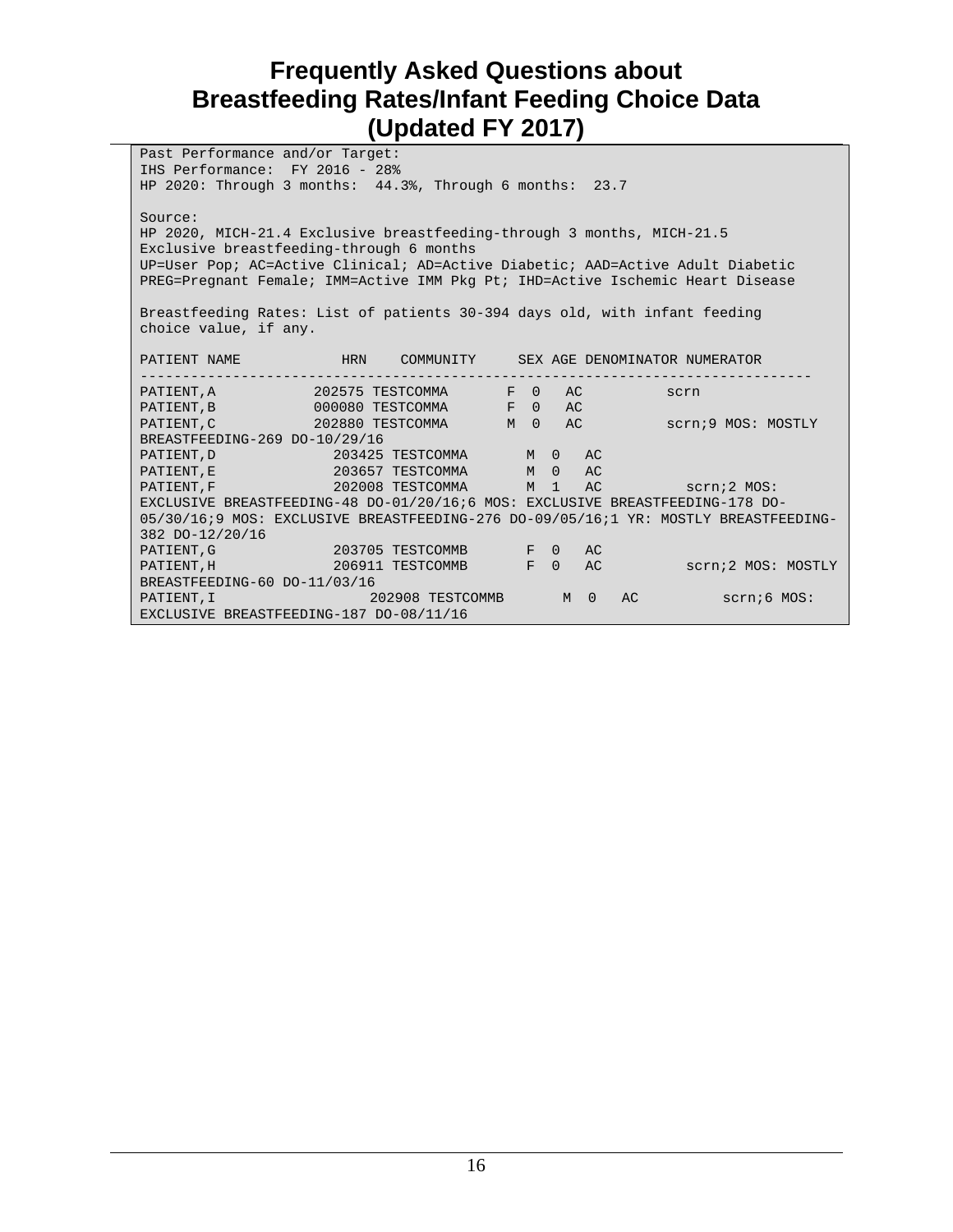```
Past Performance and/or Target:
IHS Performance:  FY 2016 - 28%
HP 2020: Through 3 months:  44.3%, Through 6 months:  23.7

Source:
HP 2020, MICH-21.4 Exclusive breastfeeding-through 3 months, MICH-21.5
Exclusive breastfeeding-through 6 months
UP=User Pop; AC=Active Clinical; AD=Active Diabetic; AAD=Active Adult Diabetic
PREG=Pregnant Female; IMM=Active IMM Pkg Pt; IHD=Active Ischemic Heart Disease

Breastfeeding Rates: List of patients 30-394 days old, with infant feeding
choice value, if any.

PATIENT NAME            HRN    COMMUNITY     SEX AGE DENOMINATOR NUMERATOR
------------------------------------------------------------------------------
PATIENT,A           202575 TESTCOMMA       F  0   AC          scrn
PATIENT,B           000080 TESTCOMMA       F  0   AC
PATIENT,C           202880 TESTCOMMA       M  0   AC          scrn;9 MOS: MOSTLY
BREASTFEEDING-269 DO-10/29/16
PATIENT,D              203425 TESTCOMMA       M  0   AC
PATIENT,E              203657 TESTCOMMA       M  0   AC
PATIENT,F              202008 TESTCOMMA       M  1   AC          scrn;2 MOS:
EXCLUSIVE BREASTFEEDING-48 DO-01/20/16;6 MOS: EXCLUSIVE BREASTFEEDING-178 DO-
05/30/16;9 MOS: EXCLUSIVE BREASTFEEDING-276 DO-09/05/16;1 YR: MOSTLY BREASTFEEDING-
382 DO-12/20/16
PATIENT,G              203705 TESTCOMMB       F  0   AC
PATIENT,H              206911 TESTCOMMB       F  0   AC          scrn;2 MOS: MOSTLY
BREASTFEEDING-60 DO-11/03/16
PATIENT,I                  202908 TESTCOMMB       M  0   AC          scrn;6 MOS:
EXCLUSIVE BREASTFEEDING-187 DO-08/11/16
```